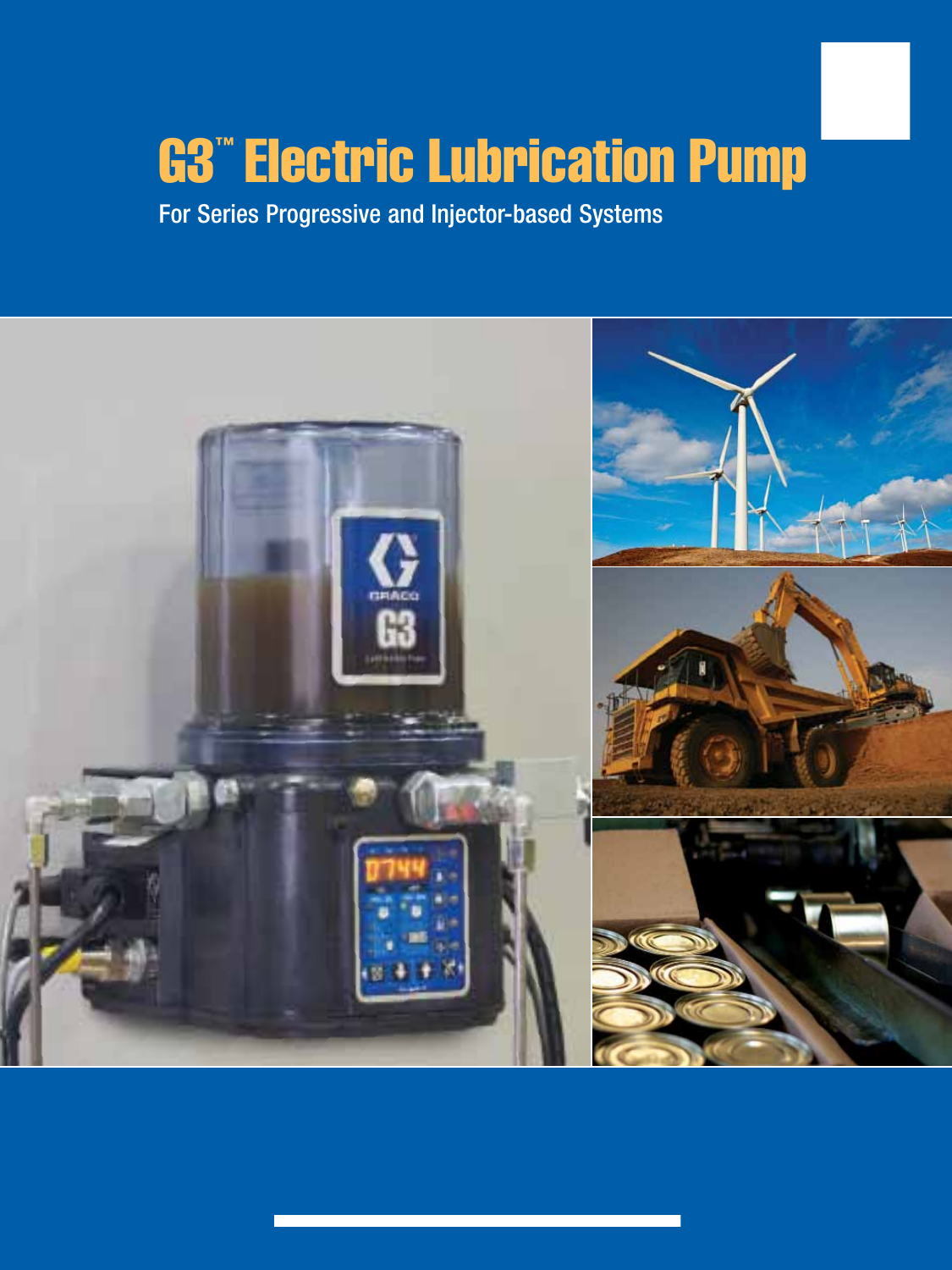# G3™ Electric Lubrication Pump

For Series Progressive and Injector-based Systems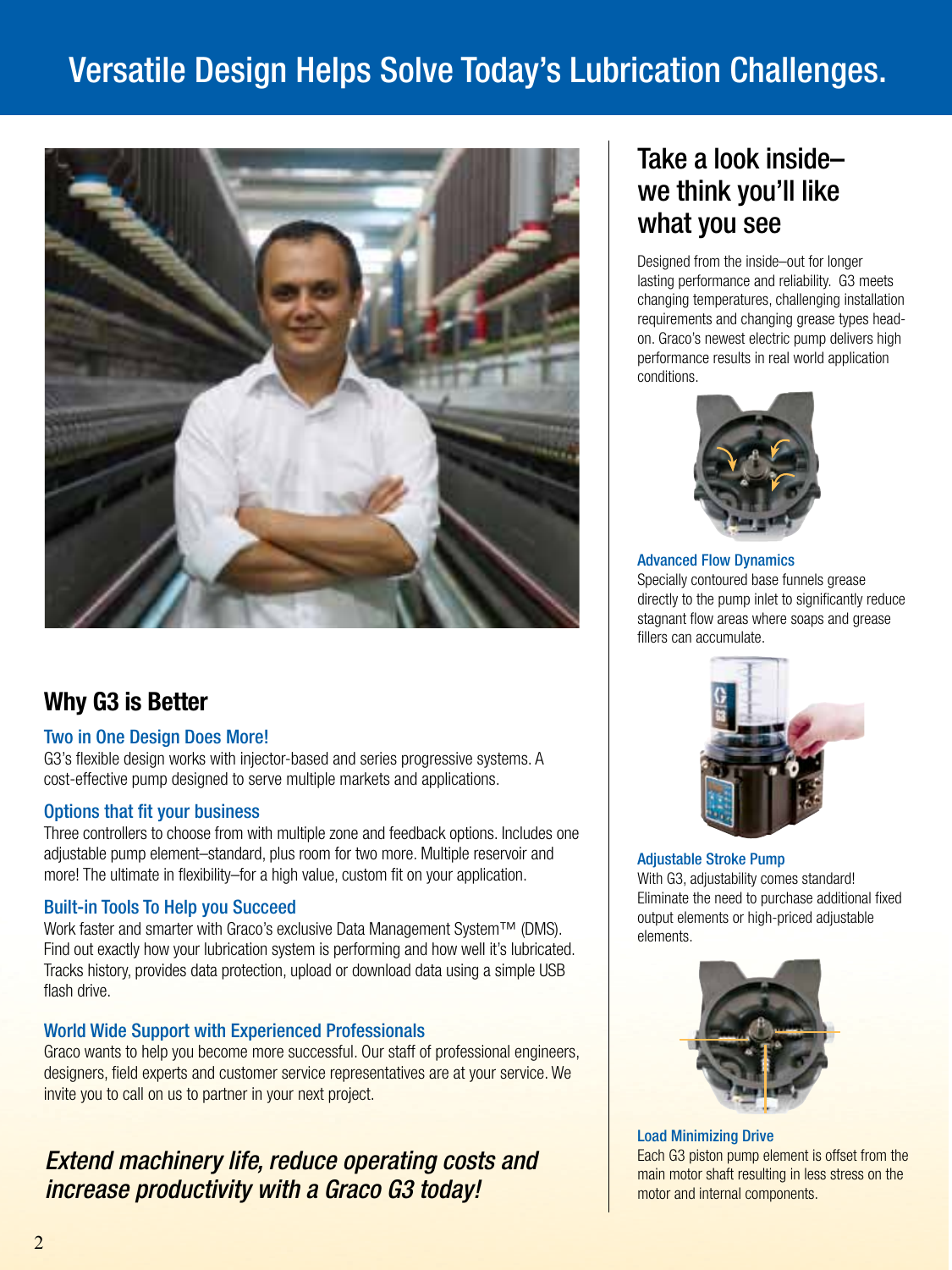# Versatile Design Helps Solve Today's Lubrication Challenges.

## Why G3 is Better

### Two in One Design Does More!

G3's flexible design works with injector-based and series progressive systems. A cost-effective pump designed to serve multiple markets and applications.

### Options that fit your business

Three controllers to choose from with multiple zone and feedback options. Includes one adjustable pump element–standard, plus room for two more. Multiple reservoir and more! The ultimate in flexibility–for a high value, custom fit on your application.

### Built-in Tools To Help you Succeed

Work faster and smarter with Graco's exclusive Data Management System™ (DMS). Find out exactly how your lubrication system is performing and how well it's lubricated. Tracks history, provides data protection, upload or download data using a simple USB flash drive.

### World Wide Support with Experienced Professionals

Graco wants to help you become more successful. Our staff of professional engineers, designers, field experts and customer service representatives are at your service. We invite you to call on us to partner in your next project.

*Extend machinery life, reduce operating costs and increase productivity with a Graco G3 today!*

## Take a look inside– we think you'll like what you see

Designed from the inside–out for longer lasting performance and reliability. G3 meets changing temperatures, challenging installation requirements and changing grease types head-on. Graco's newest electric pump delivers high performance results in real world application conditions.

### Advanced Flow Dynamics

Specially contoured base funnels grease directly to the pump inlet to significantly reduce stagnant flow areas where soaps and grease fillers can accumulate.

### Adjustable Stroke Pump

With G3, adjustability comes standard! Eliminate the need to purchase additional fixed output elements or high-priced adjustable elements.

### Load Minimizing Drive

Each G3 piston pump element is offset from the main motor shaft resulting in less stress on the motor and internal components.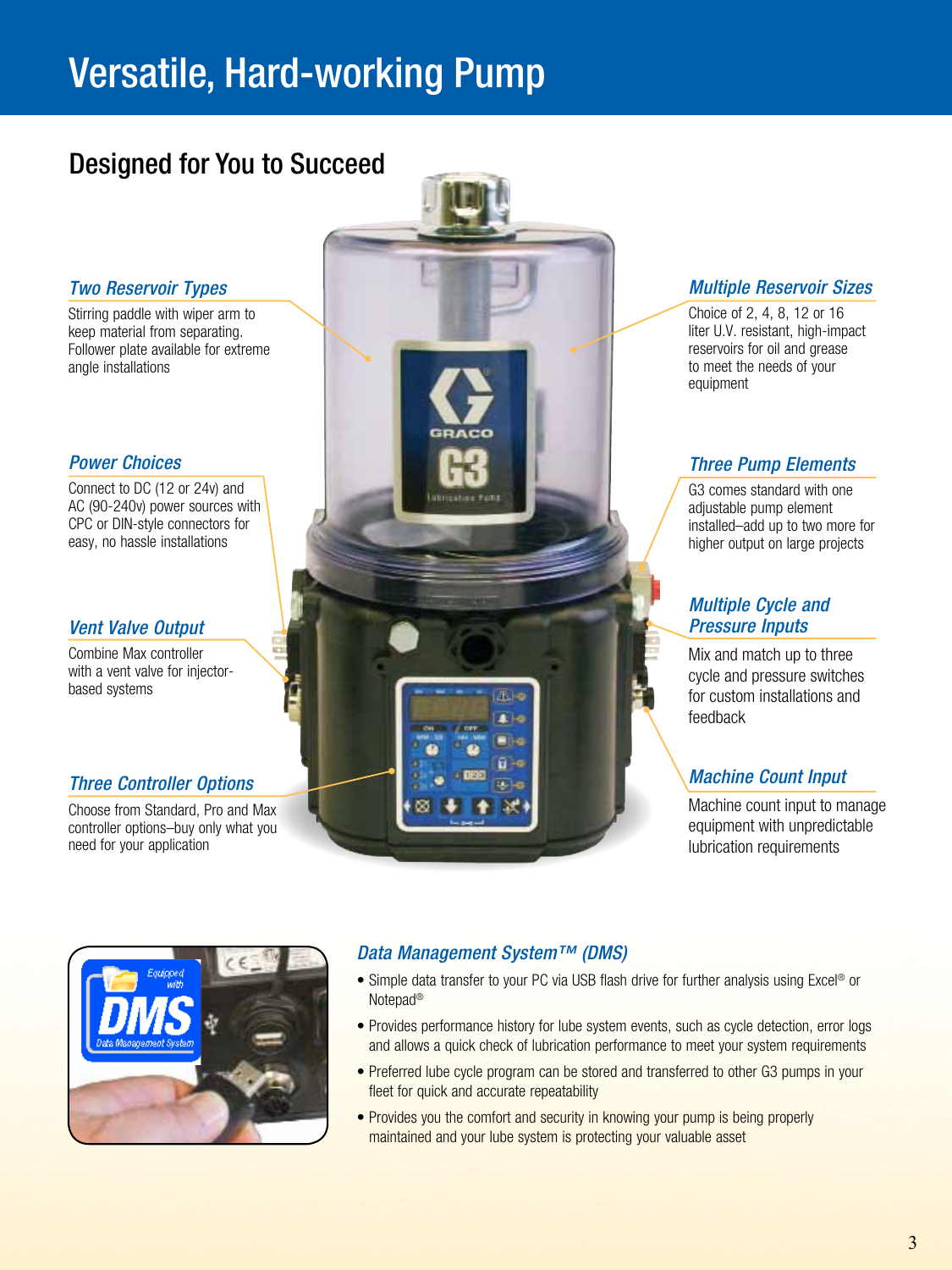# Versatile, Hard-working Pump

## Designed for You to Succeed

### *Two Reservoir Types*

Stirring paddle with wiper arm to keep material from separating. Follower plate available for extreme angle installations

### *Power Choices*

Connect to DC (12 or 24v) and AC (90-240v) power sources with CPC or DIN-style connectors for easy, no hassle installations

### *Vent Valve Output*

Combine Max controller with a vent valve for injector-based systems

### *Three Controller Options*

Choose from Standard, Pro and Max controller options–buy only what you need for your application

### *Multiple Reservoir Sizes*

Choice of 2, 4, 8, 12 or 16 liter U.V. resistant, high-impact reservoirs for oil and grease to meet the needs of your equipment

### *Three Pump Elements*

G3 comes standard with one adjustable pump element installed–add up to two more for higher output on large projects

### *Multiple Cycle and Pressure Inputs*

Mix and match up to three cycle and pressure switches for custom installations and feedback

### *Machine Count Input*

Machine count input to manage equipment with unpredictable lubrication requirements

### *Data Management System™ (DMS)*

- Simple data transfer to your PC via USB flash drive for further analysis using Excel® or Notepad®
- Provides performance history for lube system events, such as cycle detection, error logs and allows a quick check of lubrication performance to meet your system requirements
- Preferred lube cycle program can be stored and transferred to other G3 pumps in your fleet for quick and accurate repeatability
- Provides you the comfort and security in knowing your pump is being properly maintained and your lube system is protecting your valuable asset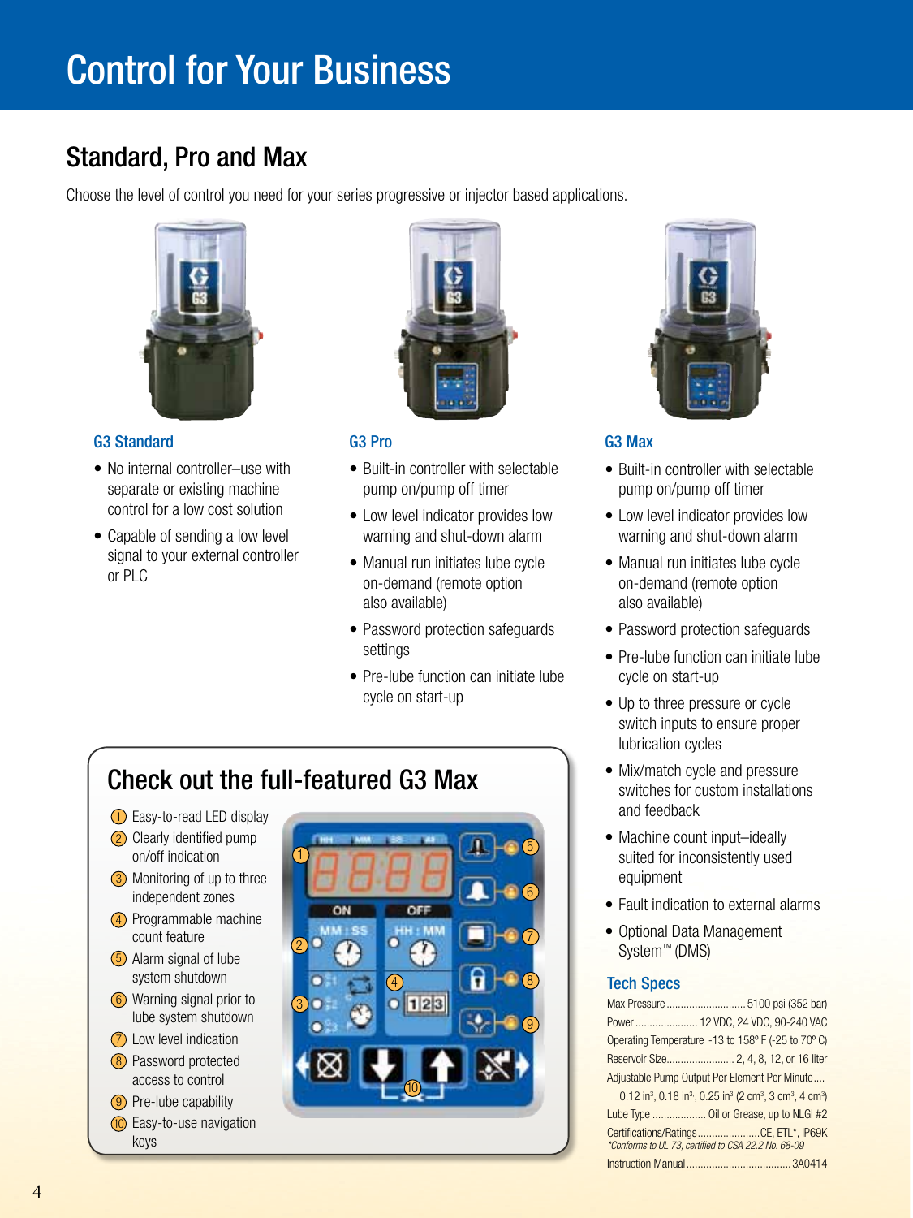# Control for Your Business

## Standard, Pro and Max

Choose the level of control you need for your series progressive or injector based applications.

### G3 Standard

- No internal controller–use with separate or existing machine control for a low cost solution
- Capable of sending a low level signal to your external controller or PLC

### G3 Pro

- Built-in controller with selectable pump on/pump off timer
- Low level indicator provides low warning and shut-down alarm
- Manual run initiates lube cycle on-demand (remote option also available)
- Password protection safeguards settings
- Pre-lube function can initiate lube cycle on start-up

### G3 Max

- Built-in controller with selectable pump on/pump off timer
- Low level indicator provides low warning and shut-down alarm
- Manual run initiates lube cycle on-demand (remote option also available)
- Password protection safeguards
- Pre-lube function can initiate lube cycle on start-up
- Up to three pressure or cycle switch inputs to ensure proper lubrication cycles
- Mix/match cycle and pressure switches for custom installations and feedback
- Machine count input–ideally suited for inconsistently used equipment
- Fault indication to external alarms
- Optional Data Management System™ (DMS)

## Check out the full-featured G3 Max

1. Easy-to-read LED display
2. Clearly identified pump on/off indication
3. Monitoring of up to three independent zones
4. Programmable machine count feature
5. Alarm signal of lube system shutdown
6. Warning signal prior to lube system shutdown
7. Low level indication
8. Password protected access to control
9. Pre-lube capability
10. Easy-to-use navigation keys

### Tech Specs

| | |
|---|---|
| Max Pressure | 5100 psi (352 bar) |
| Power | 12 VDC, 24 VDC, 90-240 VAC |
| Operating Temperature | -13 to 158º F (-25 to 70º C) |
| Reservoir Size | 2, 4, 8, 12, or 16 liter |
| Adjustable Pump Output Per Element Per Minute | 0.12 in³, 0.18 in³, 0.25 in³ (2 cm³, 3 cm³, 4 cm³) |
| Lube Type | Oil or Grease, up to NLGI #2 |
| Certifications/Ratings | CE, ETL*, IP69K |
| Instruction Manual | 3A0414 |

*Conforms to UL 73, certified to CSA 22.2 No. 68-09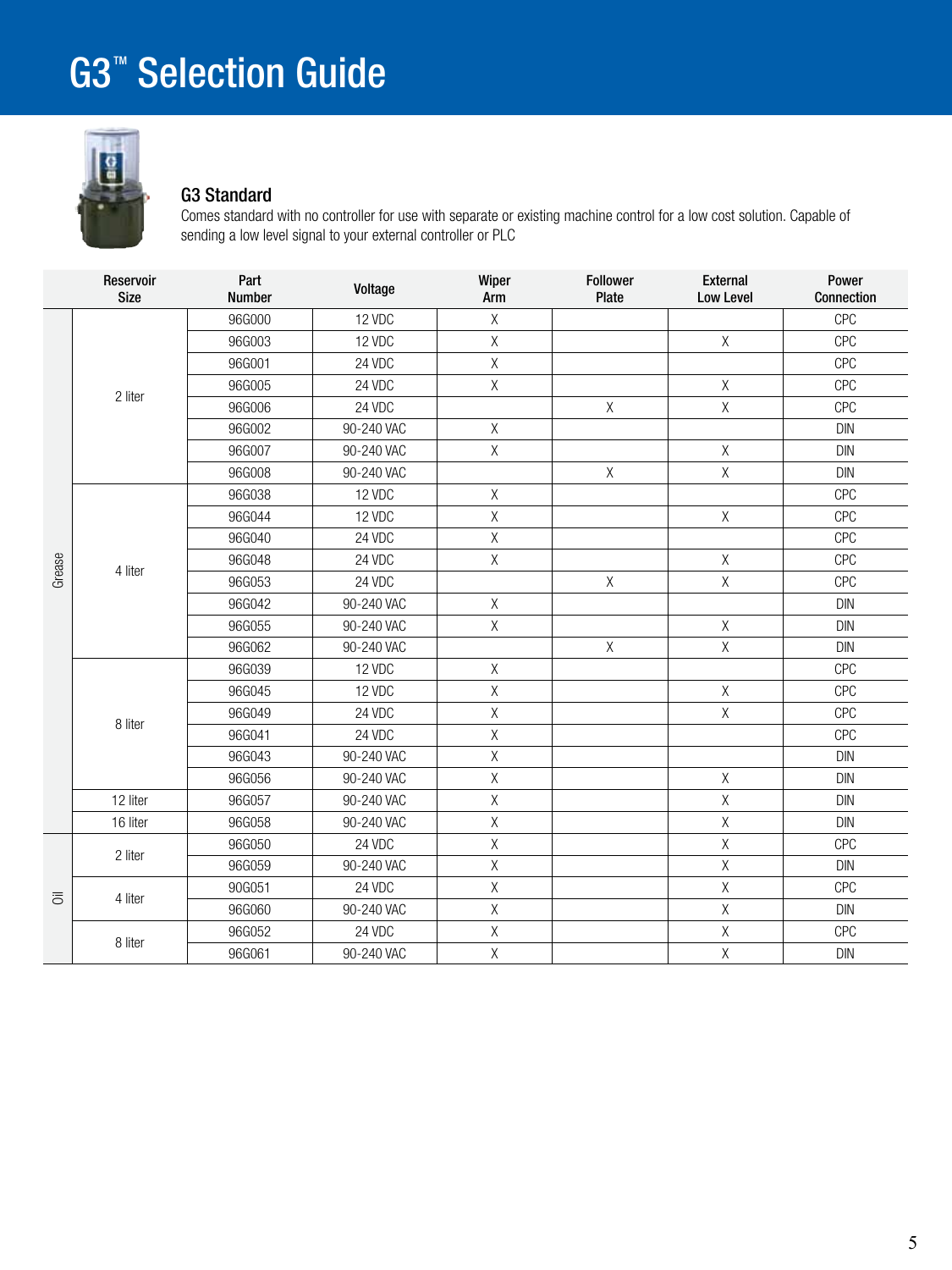# G3™ Selection Guide

## G3 Standard

Comes standard with no controller for use with separate or existing machine control for a low cost solution. Capable of sending a low level signal to your external controller or PLC

| | Reservoir Size | Part Number | Voltage | Wiper Arm | Follower Plate | External Low Level | Power Connection |
|---|---|---|---|---|---|---|---|
| Grease | 2 liter | 96G000 | 12 VDC | X | | | CPC |
| | | 96G003 | 12 VDC | X | | X | CPC |
| | | 96G001 | 24 VDC | X | | | CPC |
| | | 96G005 | 24 VDC | X | | X | CPC |
| | | 96G006 | 24 VDC | | X | X | CPC |
| | | 96G002 | 90-240 VAC | X | | | DIN |
| | | 96G007 | 90-240 VAC | X | | X | DIN |
| | | 96G008 | 90-240 VAC | | X | X | DIN |
| | 4 liter | 96G038 | 12 VDC | X | | | CPC |
| | | 96G044 | 12 VDC | X | | X | CPC |
| | | 96G040 | 24 VDC | X | | | CPC |
| | | 96G048 | 24 VDC | X | | X | CPC |
| | | 96G053 | 24 VDC | | X | X | CPC |
| | | 96G042 | 90-240 VAC | X | | | DIN |
| | | 96G055 | 90-240 VAC | X | | X | DIN |
| | | 96G062 | 90-240 VAC | | X | X | DIN |
| | 8 liter | 96G039 | 12 VDC | X | | | CPC |
| | | 96G045 | 12 VDC | X | | X | CPC |
| | | 96G049 | 24 VDC | X | | X | CPC |
| | | 96G041 | 24 VDC | X | | | CPC |
| | | 96G043 | 90-240 VAC | X | | | DIN |
| | | 96G056 | 90-240 VAC | X | | X | DIN |
| | 12 liter | 96G057 | 90-240 VAC | X | | X | DIN |
| | 16 liter | 96G058 | 90-240 VAC | X | | X | DIN |
| Oil | 2 liter | 96G050 | 24 VDC | X | | X | CPC |
| | | 96G059 | 90-240 VAC | X | | X | DIN |
| | 4 liter | 90G051 | 24 VDC | X | | X | CPC |
| | | 96G060 | 90-240 VAC | X | | X | DIN |
| | 8 liter | 96G052 | 24 VDC | X | | X | CPC |
| | | 96G061 | 90-240 VAC | X | | X | DIN |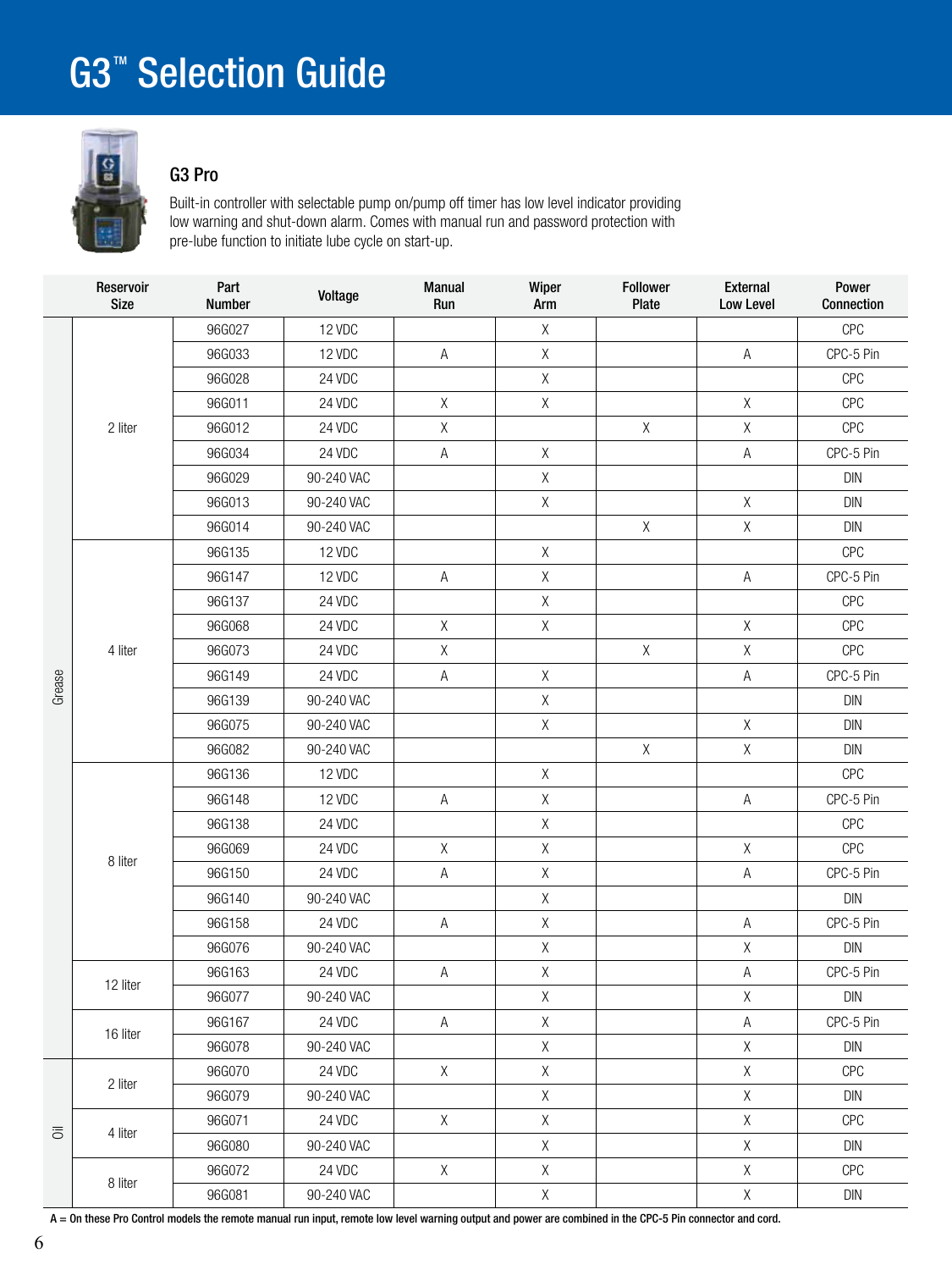# G3™ Selection Guide

## G3 Pro

Built-in controller with selectable pump on/pump off timer has low level indicator providing low warning and shut-down alarm. Comes with manual run and password protection with pre-lube function to initiate lube cycle on start-up.

| | Reservoir Size | Part Number | Voltage | Manual Run | Wiper Arm | Follower Plate | External Low Level | Power Connection |
|---|---|---|---|---|---|---|---|---|
| Grease | 2 liter | 96G027 | 12 VDC | | X | | | CPC |
| | | 96G033 | 12 VDC | A | X | | A | CPC-5 Pin |
| | | 96G028 | 24 VDC | | X | | | CPC |
| | | 96G011 | 24 VDC | X | X | | X | CPC |
| | | 96G012 | 24 VDC | X | | X | X | CPC |
| | | 96G034 | 24 VDC | A | X | | A | CPC-5 Pin |
| | | 96G029 | 90-240 VAC | | X | | | DIN |
| | | 96G013 | 90-240 VAC | | X | | X | DIN |
| | | 96G014 | 90-240 VAC | | | X | X | DIN |
| | 4 liter | 96G135 | 12 VDC | | X | | | CPC |
| | | 96G147 | 12 VDC | A | X | | A | CPC-5 Pin |
| | | 96G137 | 24 VDC | | X | | | CPC |
| | | 96G068 | 24 VDC | X | X | | X | CPC |
| | | 96G073 | 24 VDC | X | | X | X | CPC |
| | | 96G149 | 24 VDC | A | X | | A | CPC-5 Pin |
| | | 96G139 | 90-240 VAC | | X | | | DIN |
| | | 96G075 | 90-240 VAC | | X | | X | DIN |
| | | 96G082 | 90-240 VAC | | | X | X | DIN |
| | 8 liter | 96G136 | 12 VDC | | X | | | CPC |
| | | 96G148 | 12 VDC | A | X | | A | CPC-5 Pin |
| | | 96G138 | 24 VDC | | X | | | CPC |
| | | 96G069 | 24 VDC | X | X | | X | CPC |
| | | 96G150 | 24 VDC | A | X | | A | CPC-5 Pin |
| | | 96G140 | 90-240 VAC | | X | | | DIN |
| | | 96G158 | 24 VDC | A | X | | A | CPC-5 Pin |
| | | 96G076 | 90-240 VAC | | X | | X | DIN |
| | 12 liter | 96G163 | 24 VDC | A | X | | A | CPC-5 Pin |
| | | 96G077 | 90-240 VAC | | X | | X | DIN |
| | 16 liter | 96G167 | 24 VDC | A | X | | A | CPC-5 Pin |
| | | 96G078 | 90-240 VAC | | X | | X | DIN |
| Oil | 2 liter | 96G070 | 24 VDC | X | X | | X | CPC |
| | | 96G079 | 90-240 VAC | | X | | X | DIN |
| | 4 liter | 96G071 | 24 VDC | X | X | | X | CPC |
| | | 96G080 | 90-240 VAC | | X | | X | DIN |
| | 8 liter | 96G072 | 24 VDC | X | X | | X | CPC |
| | | 96G081 | 90-240 VAC | | X | | X | DIN |

**A = On these Pro Control models the remote manual run input, remote low level warning output and power are combined in the CPC-5 Pin connector and cord.**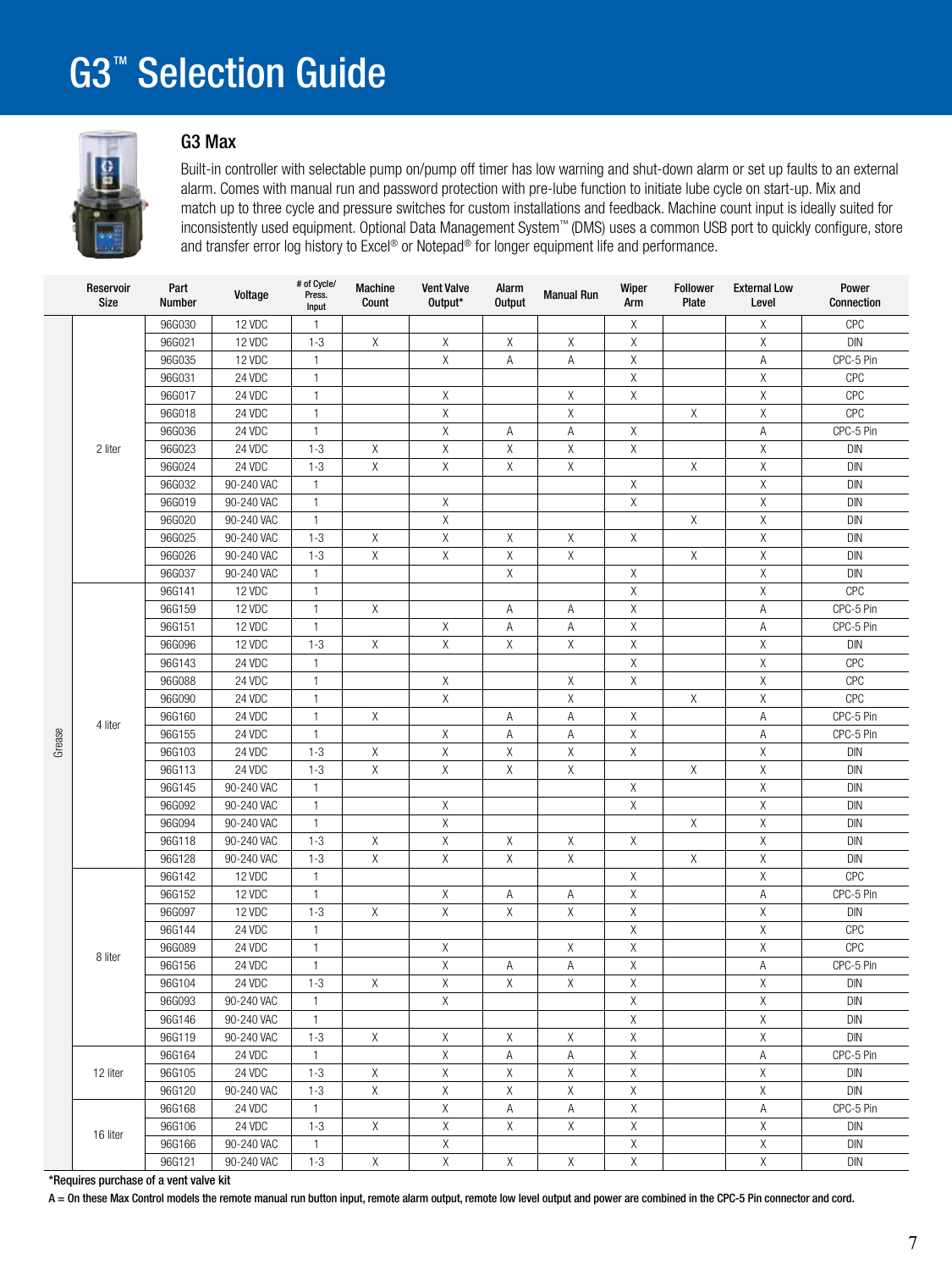# G3™ Selection Guide

## G3 Max

Built-in controller with selectable pump on/pump off timer has low warning and shut-down alarm or set up faults to an external alarm. Comes with manual run and password protection with pre-lube function to initiate lube cycle on start-up. Mix and match up to three cycle and pressure switches for custom installations and feedback. Machine count input is ideally suited for inconsistently used equipment. Optional Data Management System™ (DMS) uses a common USB port to quickly configure, store and transfer error log history to Excel® or Notepad® for longer equipment life and performance.

| | Reservoir Size | Part Number | Voltage | # of Cycle/ Press. Input | Machine Count | Vent Valve Output* | Alarm Output | Manual Run | Wiper Arm | Follower Plate | External Low Level | Power Connection |
|---|---|---|---|---|---|---|---|---|---|---|---|---|
| Grease | 2 liter | 96G030 | 12 VDC | 1 | | | | | X | | X | CPC |
| | | 96G021 | 12 VDC | 1-3 | X | X | X | X | X | | X | DIN |
| | | 96G035 | 12 VDC | 1 | | X | A | A | X | | A | CPC-5 Pin |
| | | 96G031 | 24 VDC | 1 | | | | | X | | X | CPC |
| | | 96G017 | 24 VDC | 1 | | X | | X | X | | X | CPC |
| | | 96G018 | 24 VDC | 1 | | X | | X | | X | X | CPC |
| | | 96G036 | 24 VDC | 1 | | X | A | A | X | | A | CPC-5 Pin |
| | | 96G023 | 24 VDC | 1-3 | X | X | X | X | X | | X | DIN |
| | | 96G024 | 24 VDC | 1-3 | X | X | X | X | | X | X | DIN |
| | | 96G032 | 90-240 VAC | 1 | | | | | X | | X | DIN |
| | | 96G019 | 90-240 VAC | 1 | | X | | | X | | X | DIN |
| | | 96G020 | 90-240 VAC | 1 | | X | | | | X | X | DIN |
| | | 96G025 | 90-240 VAC | 1-3 | X | X | X | X | X | | X | DIN |
| | | 96G026 | 90-240 VAC | 1-3 | X | X | X | X | | X | X | DIN |
| | | 96G037 | 90-240 VAC | 1 | | | X | | X | | X | DIN |
| | 4 liter | 96G141 | 12 VDC | 1 | | | | | X | | X | CPC |
| | | 96G159 | 12 VDC | 1 | X | | A | A | X | | A | CPC-5 Pin |
| | | 96G151 | 12 VDC | 1 | | X | A | A | X | | A | CPC-5 Pin |
| | | 96G096 | 12 VDC | 1-3 | X | X | X | X | X | | X | DIN |
| | | 96G143 | 24 VDC | 1 | | | | | X | | X | CPC |
| | | 96G088 | 24 VDC | 1 | | X | | X | X | | X | CPC |
| | | 96G090 | 24 VDC | 1 | | X | | X | | X | X | CPC |
| | | 96G160 | 24 VDC | 1 | X | | A | A | X | | A | CPC-5 Pin |
| | | 96G155 | 24 VDC | 1 | | X | A | A | X | | A | CPC-5 Pin |
| | | 96G103 | 24 VDC | 1-3 | X | X | X | X | X | | X | DIN |
| | | 96G113 | 24 VDC | 1-3 | X | X | X | X | | X | X | DIN |
| | | 96G145 | 90-240 VAC | 1 | | | | | X | | X | DIN |
| | | 96G092 | 90-240 VAC | 1 | | X | | | X | | X | DIN |
| | | 96G094 | 90-240 VAC | 1 | | X | | | | X | X | DIN |
| | | 96G118 | 90-240 VAC | 1-3 | X | X | X | X | X | | X | DIN |
| | | 96G128 | 90-240 VAC | 1-3 | X | X | X | X | | X | X | DIN |
| | 8 liter | 96G142 | 12 VDC | 1 | | | | | X | | X | CPC |
| | | 96G152 | 12 VDC | 1 | | X | A | A | X | | A | CPC-5 Pin |
| | | 96G097 | 12 VDC | 1-3 | X | X | X | X | X | | X | DIN |
| | | 96G144 | 24 VDC | 1 | | | | | X | | X | CPC |
| | | 96G089 | 24 VDC | 1 | | X | | X | X | | X | CPC |
| | | 96G156 | 24 VDC | 1 | | X | A | A | X | | A | CPC-5 Pin |
| | | 96G104 | 24 VDC | 1-3 | X | X | X | X | X | | X | DIN |
| | | 96G093 | 90-240 VAC | 1 | | X | | | X | | X | DIN |
| | | 96G146 | 90-240 VAC | 1 | | | | | X | | X | DIN |
| | | 96G119 | 90-240 VAC | 1-3 | X | X | X | X | X | | X | DIN |
| | 12 liter | 96G164 | 24 VDC | 1 | | X | A | A | X | | A | CPC-5 Pin |
| | | 96G105 | 24 VDC | 1-3 | X | X | X | X | X | | X | DIN |
| | | 96G120 | 90-240 VAC | 1-3 | X | X | X | X | X | | X | DIN |
| | 16 liter | 96G168 | 24 VDC | 1 | | X | A | A | X | | A | CPC-5 Pin |
| | | 96G106 | 24 VDC | 1-3 | X | X | X | X | X | | X | DIN |
| | | 96G166 | 90-240 VAC | 1 | | X | | | X | | X | DIN |
| | | 96G121 | 90-240 VAC | 1-3 | X | X | X | X | X | | X | DIN |

*Requires purchase of a vent valve kit

A = On these Max Control models the remote manual run button input, remote alarm output, remote low level output and power are combined in the CPC-5 Pin connector and cord.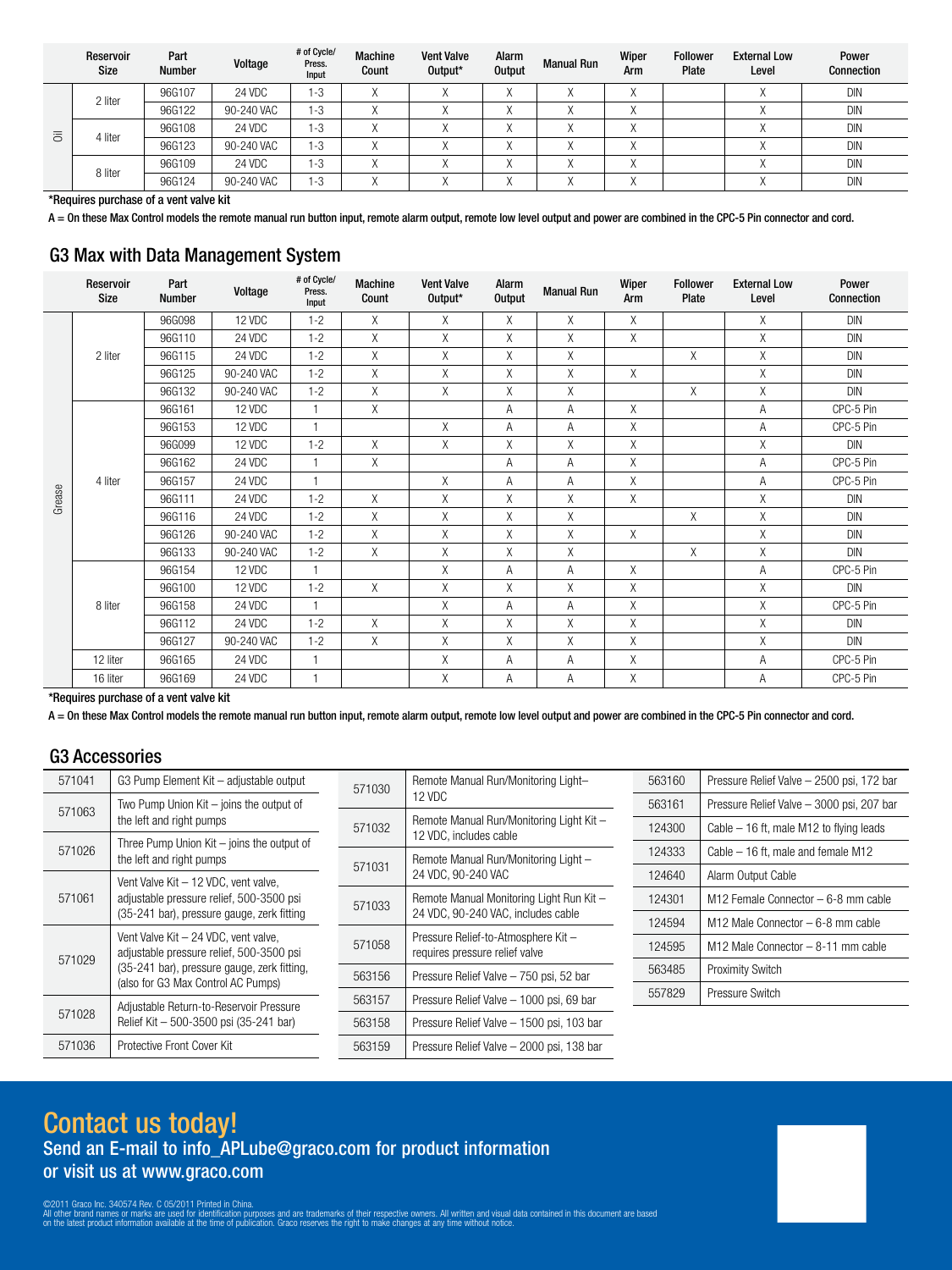| | Reservoir Size | Part Number | Voltage | # of Cycle/ Press. Input | Machine Count | Vent Valve Output* | Alarm Output | Manual Run | Wiper Arm | Follower Plate | External Low Level | Power Connection |
|---|---|---|---|---|---|---|---|---|---|---|---|---|
| Oil | 2 liter | 96G107 | 24 VDC | 1-3 | X | X | X | X | X | | X | DIN |
| | | 96G122 | 90-240 VAC | 1-3 | X | X | X | X | X | | X | DIN |
| | 4 liter | 96G108 | 24 VDC | 1-3 | X | X | X | X | X | | X | DIN |
| | | 96G123 | 90-240 VAC | 1-3 | X | X | X | X | X | | X | DIN |
| | 8 liter | 96G109 | 24 VDC | 1-3 | X | X | X | X | X | | X | DIN |
| | | 96G124 | 90-240 VAC | 1-3 | X | X | X | X | X | | X | DIN |

*Requires purchase of a vent valve kit

A = On these Max Control models the remote manual run button input, remote alarm output, remote low level output and power are combined in the CPC-5 Pin connector and cord.

## G3 Max with Data Management System

| | Reservoir Size | Part Number | Voltage | # of Cycle/ Press. Input | Machine Count | Vent Valve Output* | Alarm Output | Manual Run | Wiper Arm | Follower Plate | External Low Level | Power Connection |
|---|---|---|---|---|---|---|---|---|---|---|---|---|
| Grease | 2 liter | 96G098 | 12 VDC | 1-2 | X | X | X | X | X | | X | DIN |
| | | 96G110 | 24 VDC | 1-2 | X | X | X | X | X | | X | DIN |
| | | 96G115 | 24 VDC | 1-2 | X | X | X | X | | X | X | DIN |
| | | 96G125 | 90-240 VAC | 1-2 | X | X | X | X | X | | X | DIN |
| | | 96G132 | 90-240 VAC | 1-2 | X | X | X | X | | X | X | DIN |
| | 4 liter | 96G161 | 12 VDC | 1 | X | | A | A | X | | A | CPC-5 Pin |
| | | 96G153 | 12 VDC | 1 | | X | A | A | X | | A | CPC-5 Pin |
| | | 96G099 | 12 VDC | 1-2 | X | X | X | X | X | | X | DIN |
| | | 96G162 | 24 VDC | 1 | X | | A | A | X | | A | CPC-5 Pin |
| | | 96G157 | 24 VDC | 1 | | X | A | A | X | | A | CPC-5 Pin |
| | | 96G111 | 24 VDC | 1-2 | X | X | X | X | X | | X | DIN |
| | | 96G116 | 24 VDC | 1-2 | X | X | X | X | | X | X | DIN |
| | | 96G126 | 90-240 VAC | 1-2 | X | X | X | X | X | | X | DIN |
| | | 96G133 | 90-240 VAC | 1-2 | X | X | X | X | | X | X | DIN |
| | 8 liter | 96G154 | 12 VDC | 1 | | X | A | A | X | | A | CPC-5 Pin |
| | | 96G100 | 12 VDC | 1-2 | X | X | X | X | X | | X | DIN |
| | | 96G158 | 24 VDC | 1 | | X | A | A | X | | X | CPC-5 Pin |
| | | 96G112 | 24 VDC | 1-2 | X | X | X | X | X | | X | DIN |
| | | 96G127 | 90-240 VAC | 1-2 | X | X | X | X | X | | X | DIN |
| | 12 liter | 96G165 | 24 VDC | 1 | | X | A | A | X | | A | CPC-5 Pin |
| | 16 liter | 96G169 | 24 VDC | 1 | | X | A | A | X | | A | CPC-5 Pin |

*Requires purchase of a vent valve kit

A = On these Max Control models the remote manual run button input, remote alarm output, remote low level output and power are combined in the CPC-5 Pin connector and cord.

## G3 Accessories

| | |
|---|---|
| 571041 | G3 Pump Element Kit – adjustable output |
| 571063 | Two Pump Union Kit – joins the output of the left and right pumps |
| 571026 | Three Pump Union Kit – joins the output of the left and right pumps |
| 571061 | Vent Valve Kit – 12 VDC, vent valve, adjustable pressure relief, 500-3500 psi (35-241 bar), pressure gauge, zerk fitting |
| 571029 | Vent Valve Kit – 24 VDC, vent valve, adjustable pressure relief, 500-3500 psi (35-241 bar), pressure gauge, zerk fitting, (also for G3 Max Control AC Pumps) |
| 571028 | Adjustable Return-to-Reservoir Pressure Relief Kit – 500-3500 psi (35-241 bar) |
| 571036 | Protective Front Cover Kit |
| 571030 | Remote Manual Run/Monitoring Light– 12 VDC |
| 571032 | Remote Manual Run/Monitoring Light Kit – 12 VDC, includes cable |
| 571031 | Remote Manual Run/Monitoring Light – 24 VDC, 90-240 VAC |
| 571033 | Remote Manual Monitoring Light Run Kit – 24 VDC, 90-240 VAC, includes cable |
| 571058 | Pressure Relief-to-Atmosphere Kit – requires pressure relief valve |
| 563156 | Pressure Relief Valve – 750 psi, 52 bar |
| 563157 | Pressure Relief Valve – 1000 psi, 69 bar |
| 563158 | Pressure Relief Valve – 1500 psi, 103 bar |
| 563159 | Pressure Relief Valve – 2000 psi, 138 bar |
| 563160 | Pressure Relief Valve – 2500 psi, 172 bar |
| 563161 | Pressure Relief Valve – 3000 psi, 207 bar |
| 124300 | Cable – 16 ft, male M12 to flying leads |
| 124333 | Cable – 16 ft, male and female M12 |
| 124640 | Alarm Output Cable |
| 124301 | M12 Female Connector – 6-8 mm cable |
| 124594 | M12 Male Connector – 6-8 mm cable |
| 124595 | M12 Male Connector – 8-11 mm cable |
| 563485 | Proximity Switch |
| 557829 | Pressure Switch |

# Contact us today!

**Send an E-mail to info_APLube@graco.com for product information or visit us at www.graco.com**

©2011 Graco Inc. 340574 Rev. C 05/2011 Printed in China.
All other brand names or marks are used for identification purposes and are trademarks of their respective owners. All written and visual data contained in this document are based on the latest product information available at the time of publication. Graco reserves the right to make changes at any time without notice.